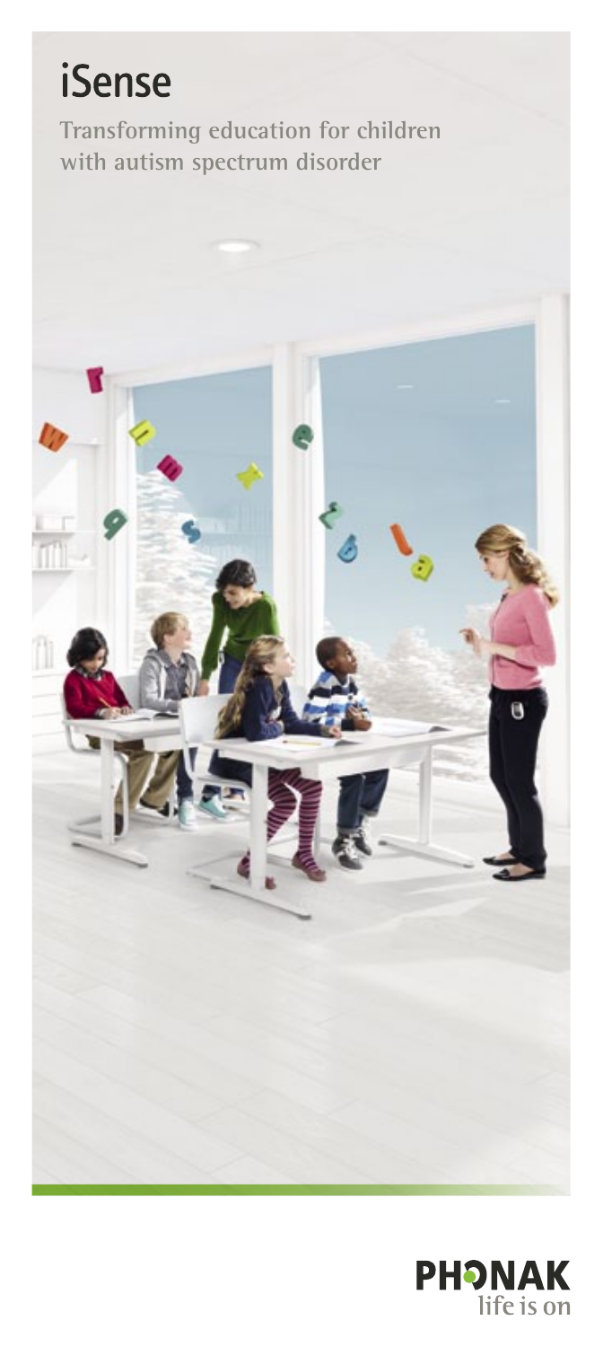# iSense

**Transforming education for children with autism spectrum disorder**

PHONAK
life is on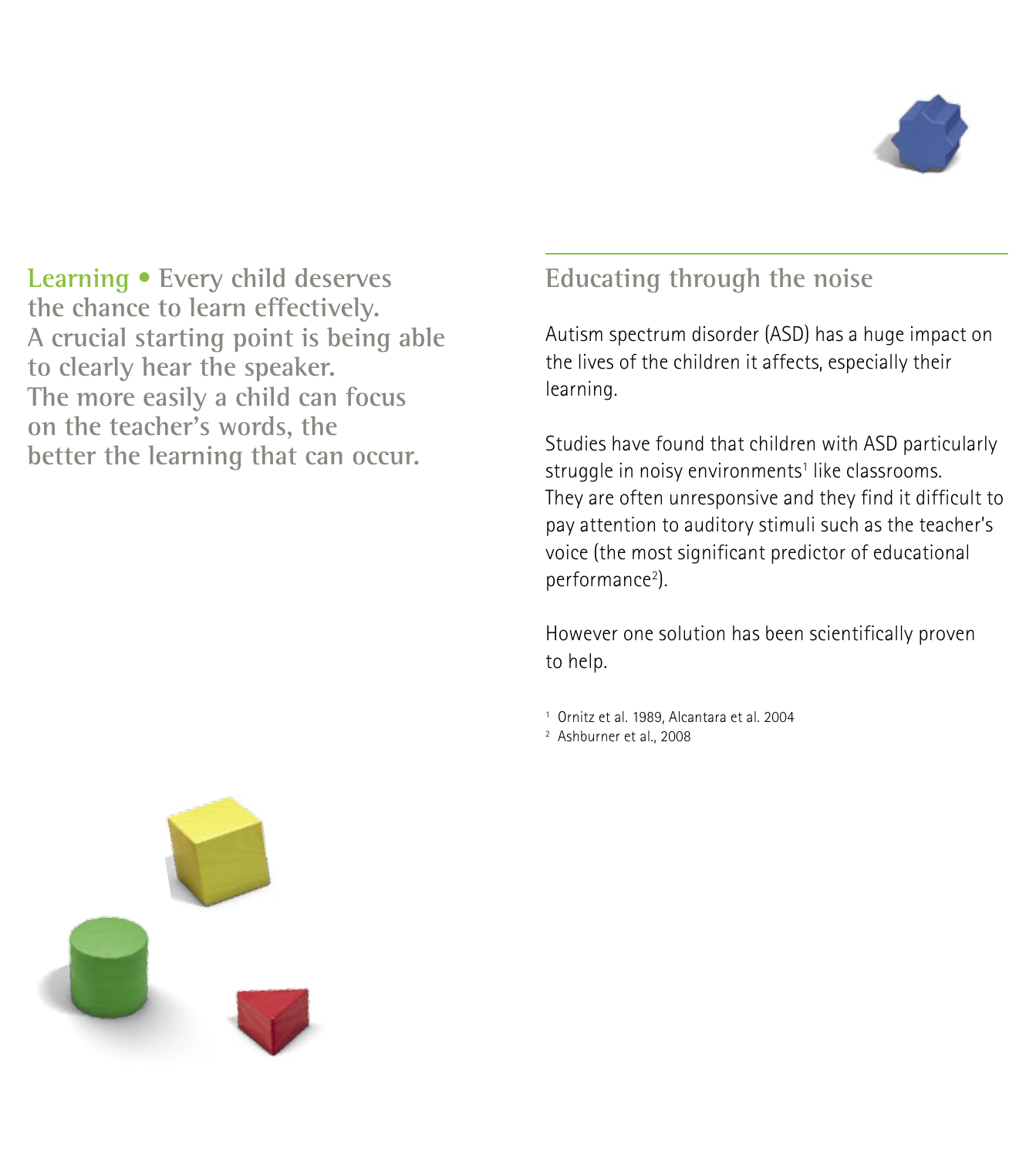**Learning** • Every child deserves the chance to learn effectively. A crucial starting point is being able to clearly hear the speaker. The more easily a child can focus on the teacher's words, the better the learning that can occur.

## Educating through the noise

Autism spectrum disorder (ASD) has a huge impact on the lives of the children it affects, especially their learning.

Studies have found that children with ASD particularly struggle in noisy environments[1] like classrooms. They are often unresponsive and they find it difficult to pay attention to auditory stimuli such as the teacher's voice (the most significant predictor of educational performance[2]).

However one solution has been scientifically proven to help.

[1] Ornitz et al. 1989, Alcantara et al. 2004

[2] Ashburner et al., 2008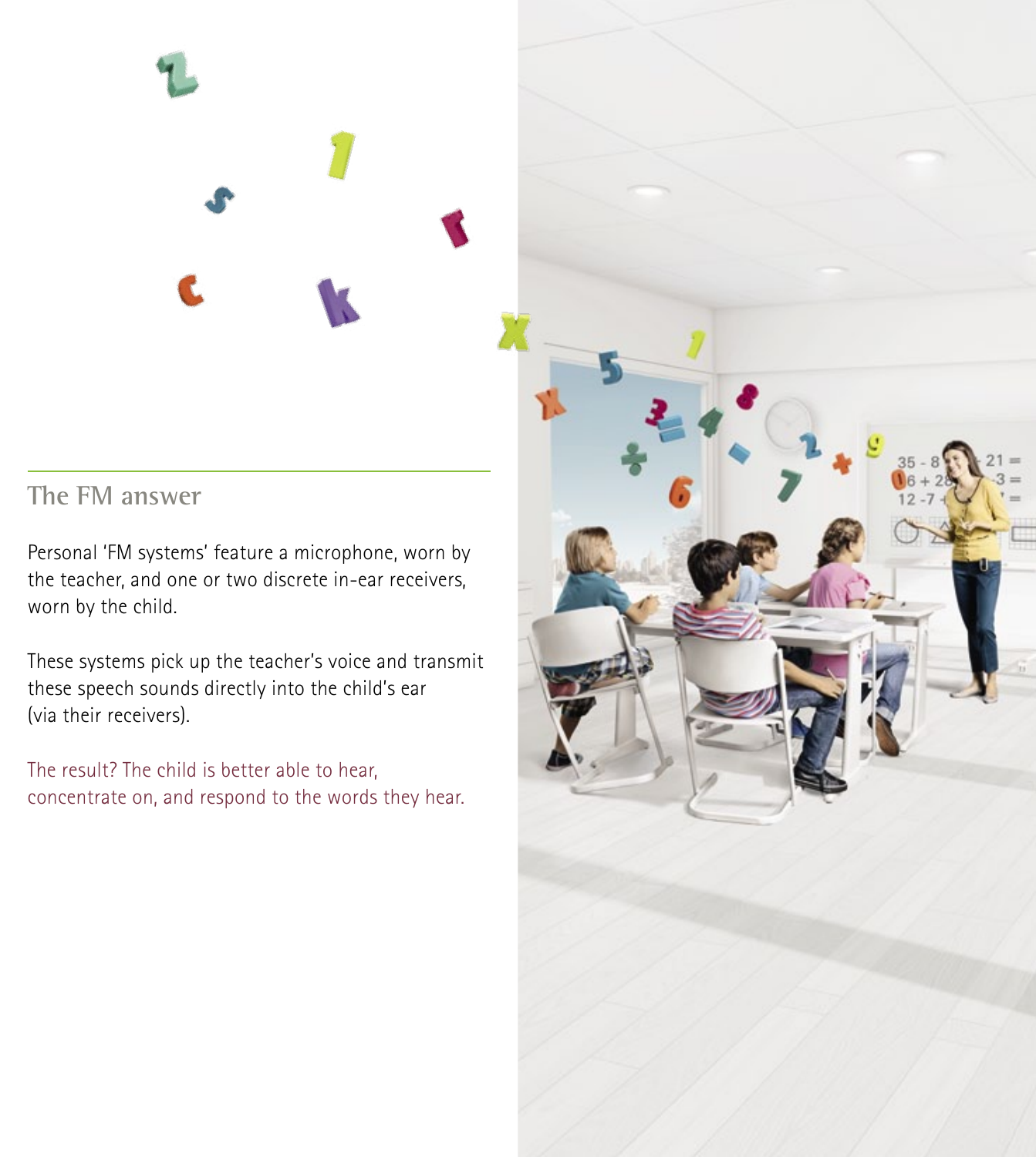## The FM answer

Personal 'FM systems' feature a microphone, worn by the teacher, and one or two discrete in-ear receivers, worn by the child.

These systems pick up the teacher's voice and transmit these speech sounds directly into the child's ear (via their receivers).

The result? The child is better able to hear, concentrate on, and respond to the words they hear.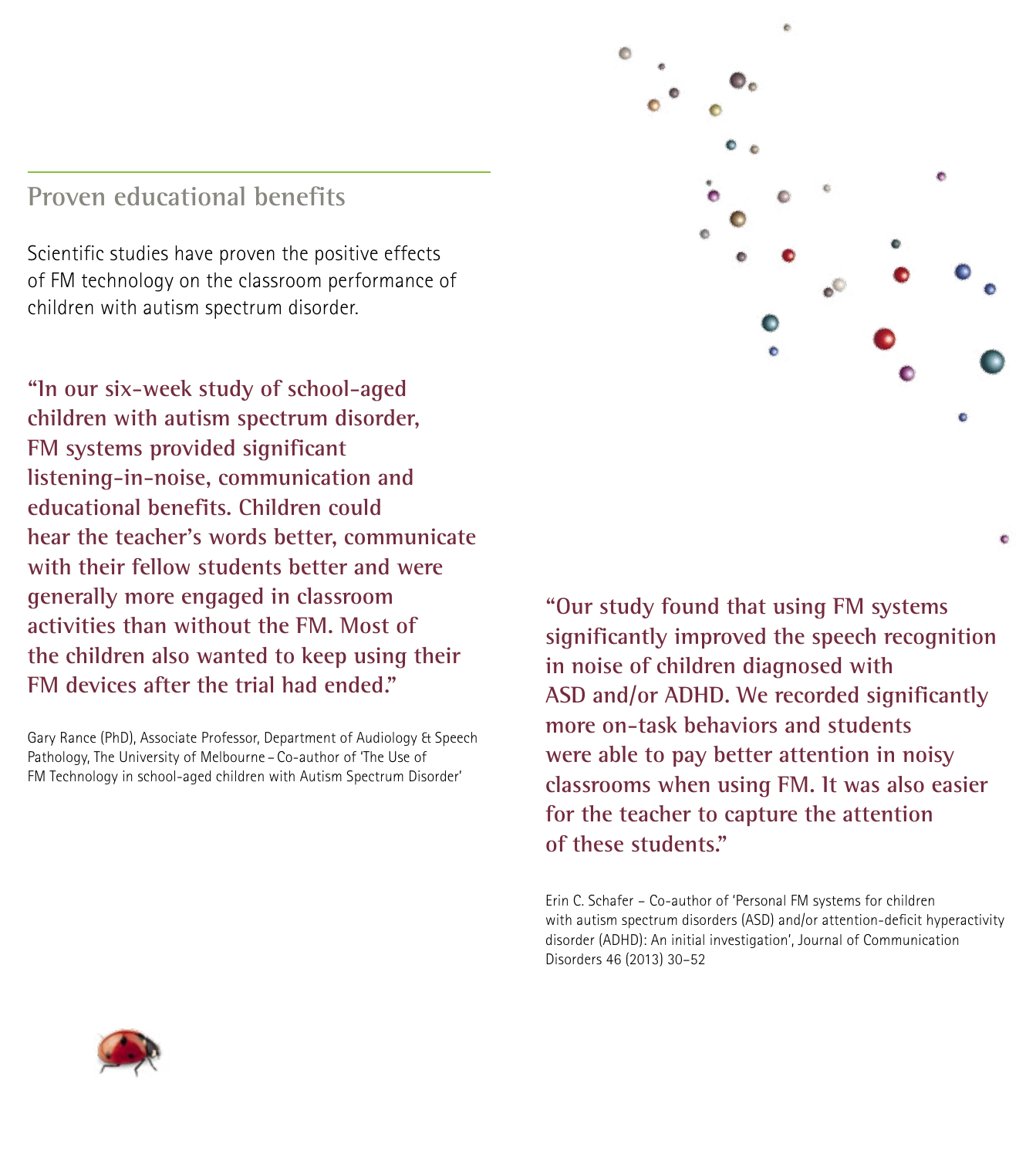## Proven educational benefits

Scientific studies have proven the positive effects of FM technology on the classroom performance of children with autism spectrum disorder.

**"In our six-week study of school-aged children with autism spectrum disorder, FM systems provided significant listening-in-noise, communication and educational benefits. Children could hear the teacher's words better, communicate with their fellow students better and were generally more engaged in classroom activities than without the FM. Most of the children also wanted to keep using their FM devices after the trial had ended."**

Gary Rance (PhD), Associate Professor, Department of Audiology & Speech Pathology, The University of Melbourne – Co-author of 'The Use of FM Technology in school-aged children with Autism Spectrum Disorder'

**"Our study found that using FM systems significantly improved the speech recognition in noise of children diagnosed with ASD and/or ADHD. We recorded significantly more on-task behaviors and students were able to pay better attention in noisy classrooms when using FM. It was also easier for the teacher to capture the attention of these students."**

Erin C. Schafer – Co-author of 'Personal FM systems for children with autism spectrum disorders (ASD) and/or attention-deficit hyperactivity disorder (ADHD): An initial investigation', Journal of Communication Disorders 46 (2013) 30–52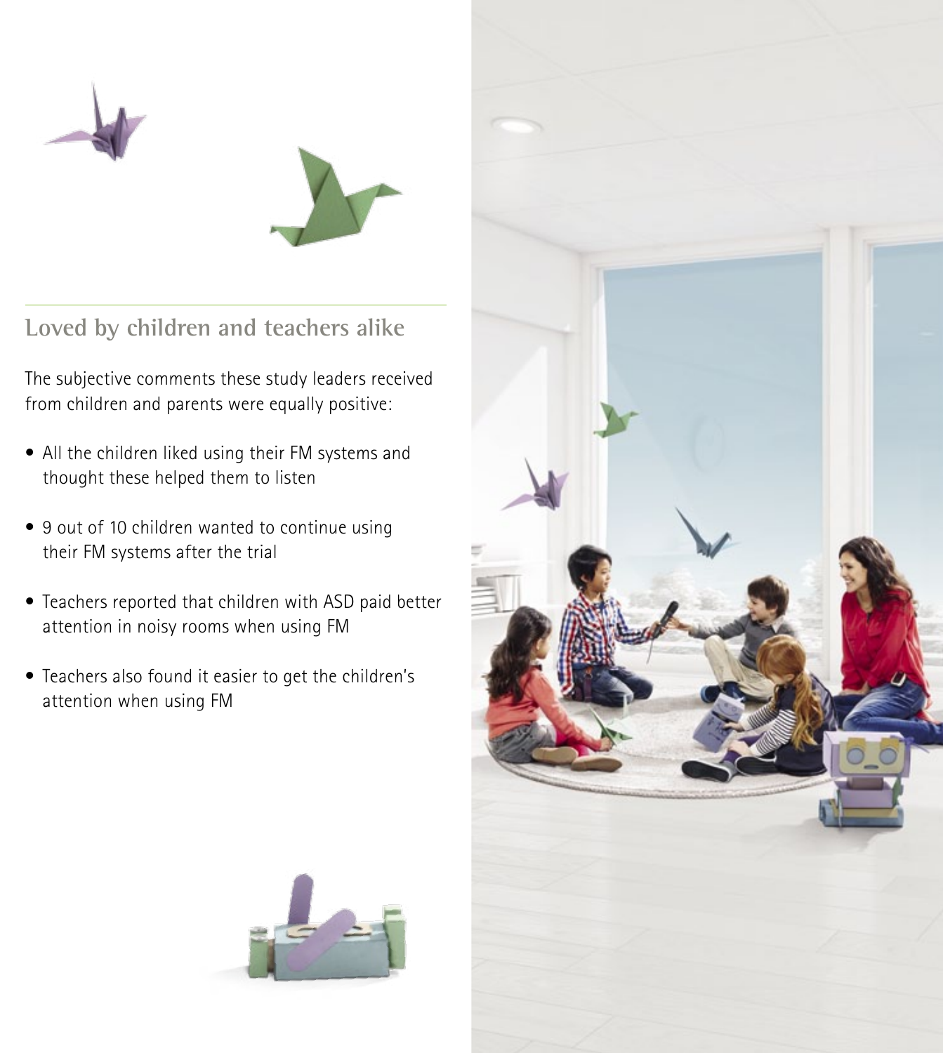## Loved by children and teachers alike

The subjective comments these study leaders received from children and parents were equally positive:

- All the children liked using their FM systems and thought these helped them to listen
- 9 out of 10 children wanted to continue using their FM systems after the trial
- Teachers reported that children with ASD paid better attention in noisy rooms when using FM
- Teachers also found it easier to get the children's attention when using FM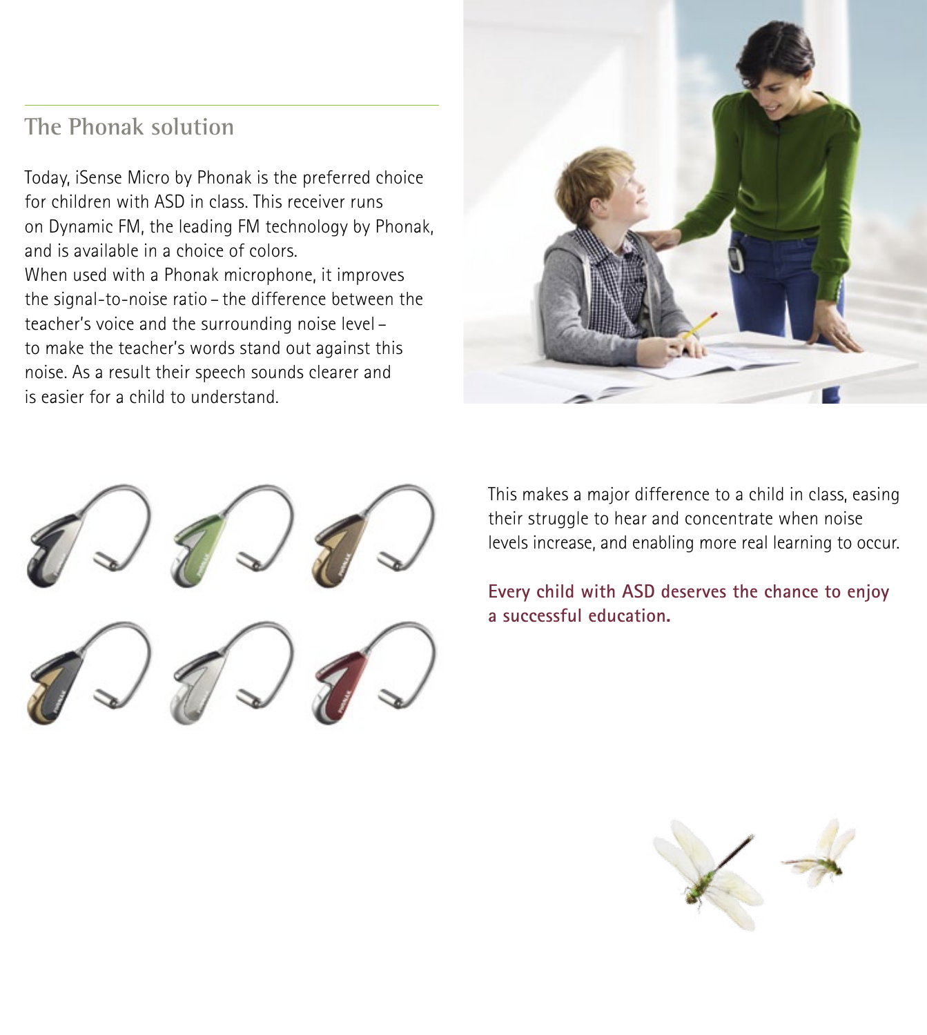## The Phonak solution

Today, iSense Micro by Phonak is the preferred choice for children with ASD in class. This receiver runs on Dynamic FM, the leading FM technology by Phonak, and is available in a choice of colors.
When used with a Phonak microphone, it improves the signal-to-noise ratio – the difference between the teacher's voice and the surrounding noise level – to make the teacher's words stand out against this noise. As a result their speech sounds clearer and is easier for a child to understand.

This makes a major difference to a child in class, easing their struggle to hear and concentrate when noise levels increase, and enabling more real learning to occur.

**Every child with ASD deserves the chance to enjoy a successful education.**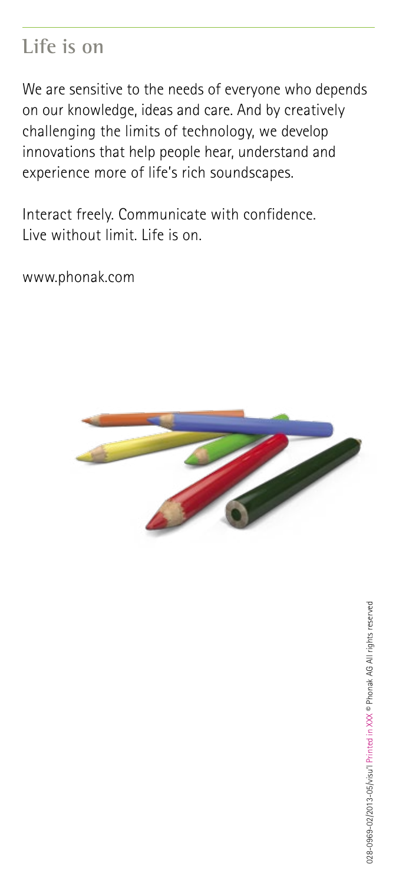## Life is on

We are sensitive to the needs of everyone who depends on our knowledge, ideas and care. And by creatively challenging the limits of technology, we develop innovations that help people hear, understand and experience more of life's rich soundscapes.

Interact freely. Communicate with confidence. Live without limit. Life is on.

www.phonak.com

028-0969-02/2013-05/visu'l Printed in XXX © Phonak AG All rights reserved